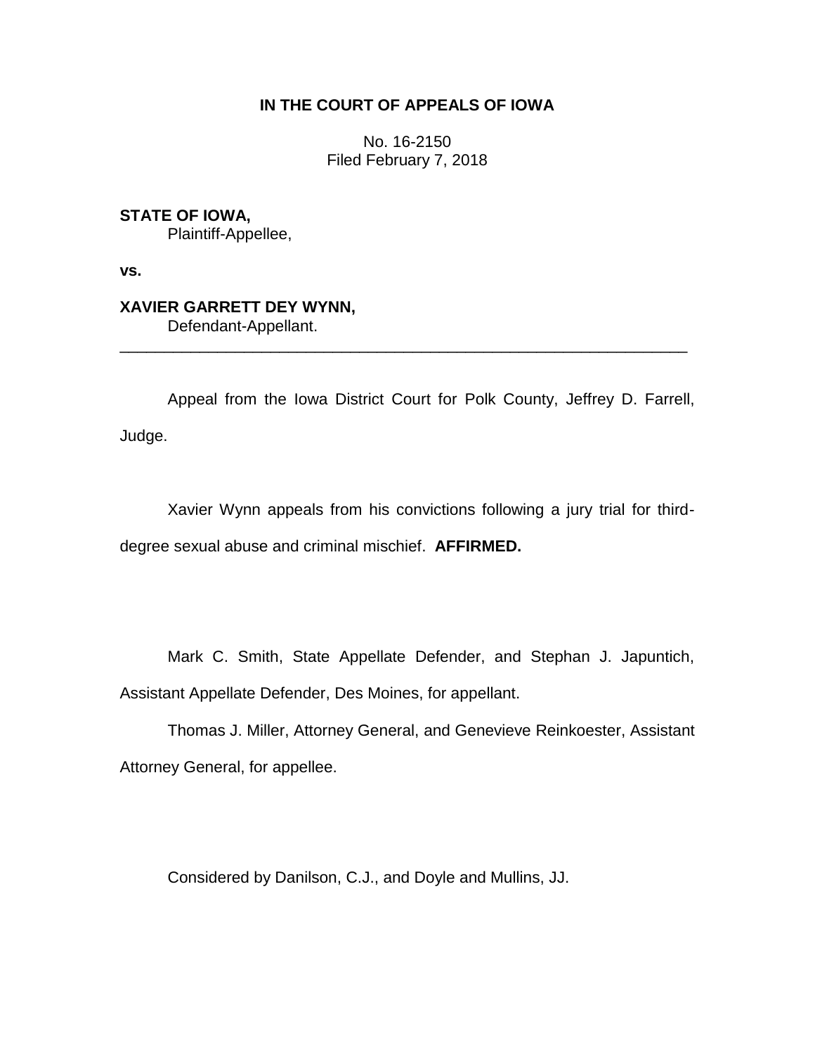# IN THE COURT OF APPEALS OF IOWA

No. 16-2150
Filed February 7, 2018

**STATE OF IOWA,**
Plaintiff-Appellee,

**vs.**

**XAVIER GARRETT DEY WYNN,**
Defendant-Appellant.

---

Appeal from the Iowa District Court for Polk County, Jeffrey D. Farrell, Judge.

Xavier Wynn appeals from his convictions following a jury trial for third-degree sexual abuse and criminal mischief. **AFFIRMED.**

Mark C. Smith, State Appellate Defender, and Stephan J. Japuntich, Assistant Appellate Defender, Des Moines, for appellant.

Thomas J. Miller, Attorney General, and Genevieve Reinkoester, Assistant Attorney General, for appellee.

Considered by Danilson, C.J., and Doyle and Mullins, JJ.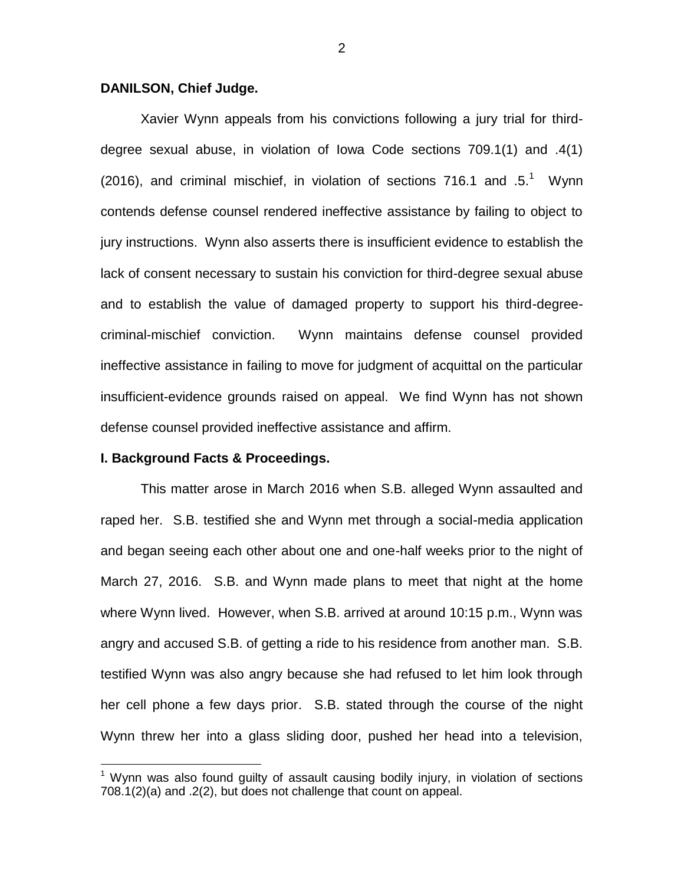**DANILSON, Chief Judge.**

Xavier Wynn appeals from his convictions following a jury trial for third-degree sexual abuse, in violation of Iowa Code sections 709.1(1) and .4(1) (2016), and criminal mischief, in violation of sections 716.1 and .5.[1] Wynn contends defense counsel rendered ineffective assistance by failing to object to jury instructions. Wynn also asserts there is insufficient evidence to establish the lack of consent necessary to sustain his conviction for third-degree sexual abuse and to establish the value of damaged property to support his third-degree-criminal-mischief conviction. Wynn maintains defense counsel provided ineffective assistance in failing to move for judgment of acquittal on the particular insufficient-evidence grounds raised on appeal. We find Wynn has not shown defense counsel provided ineffective assistance and affirm.

## I. Background Facts & Proceedings.

This matter arose in March 2016 when S.B. alleged Wynn assaulted and raped her. S.B. testified she and Wynn met through a social-media application and began seeing each other about one and one-half weeks prior to the night of March 27, 2016. S.B. and Wynn made plans to meet that night at the home where Wynn lived. However, when S.B. arrived at around 10:15 p.m., Wynn was angry and accused S.B. of getting a ride to his residence from another man. S.B. testified Wynn was also angry because she had refused to let him look through her cell phone a few days prior. S.B. stated through the course of the night Wynn threw her into a glass sliding door, pushed her head into a television,

[1] Wynn was also found guilty of assault causing bodily injury, in violation of sections 708.1(2)(a) and .2(2), but does not challenge that count on appeal.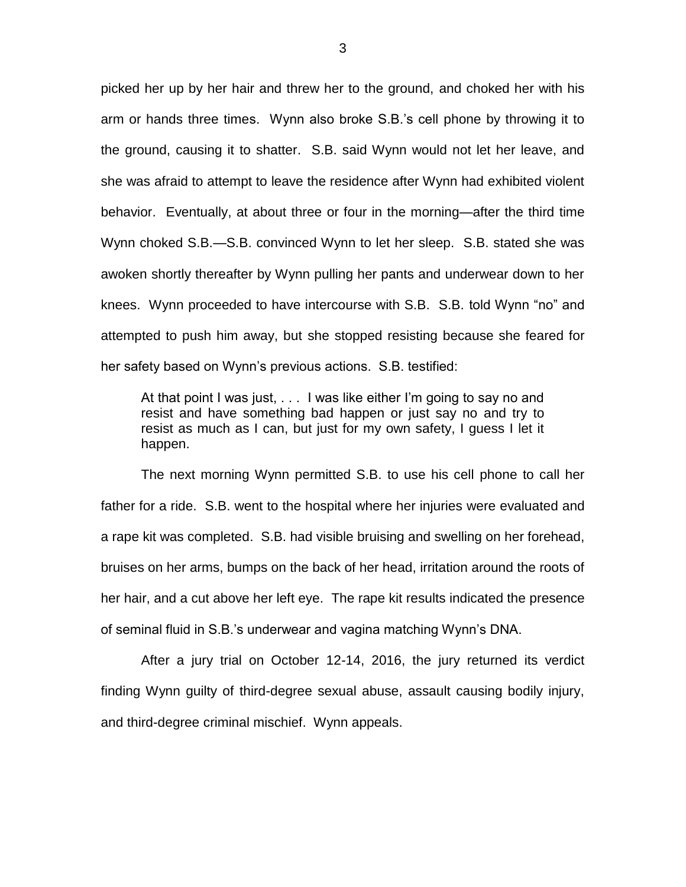picked her up by her hair and threw her to the ground, and choked her with his arm or hands three times. Wynn also broke S.B.'s cell phone by throwing it to the ground, causing it to shatter. S.B. said Wynn would not let her leave, and she was afraid to attempt to leave the residence after Wynn had exhibited violent behavior. Eventually, at about three or four in the morning—after the third time Wynn choked S.B.—S.B. convinced Wynn to let her sleep. S.B. stated she was awoken shortly thereafter by Wynn pulling her pants and underwear down to her knees. Wynn proceeded to have intercourse with S.B. S.B. told Wynn "no" and attempted to push him away, but she stopped resisting because she feared for her safety based on Wynn's previous actions. S.B. testified:

> At that point I was just, . . . I was like either I'm going to say no and resist and have something bad happen or just say no and try to resist as much as I can, but just for my own safety, I guess I let it happen.

The next morning Wynn permitted S.B. to use his cell phone to call her father for a ride. S.B. went to the hospital where her injuries were evaluated and a rape kit was completed. S.B. had visible bruising and swelling on her forehead, bruises on her arms, bumps on the back of her head, irritation around the roots of her hair, and a cut above her left eye. The rape kit results indicated the presence of seminal fluid in S.B.'s underwear and vagina matching Wynn's DNA.

After a jury trial on October 12-14, 2016, the jury returned its verdict finding Wynn guilty of third-degree sexual abuse, assault causing bodily injury, and third-degree criminal mischief. Wynn appeals.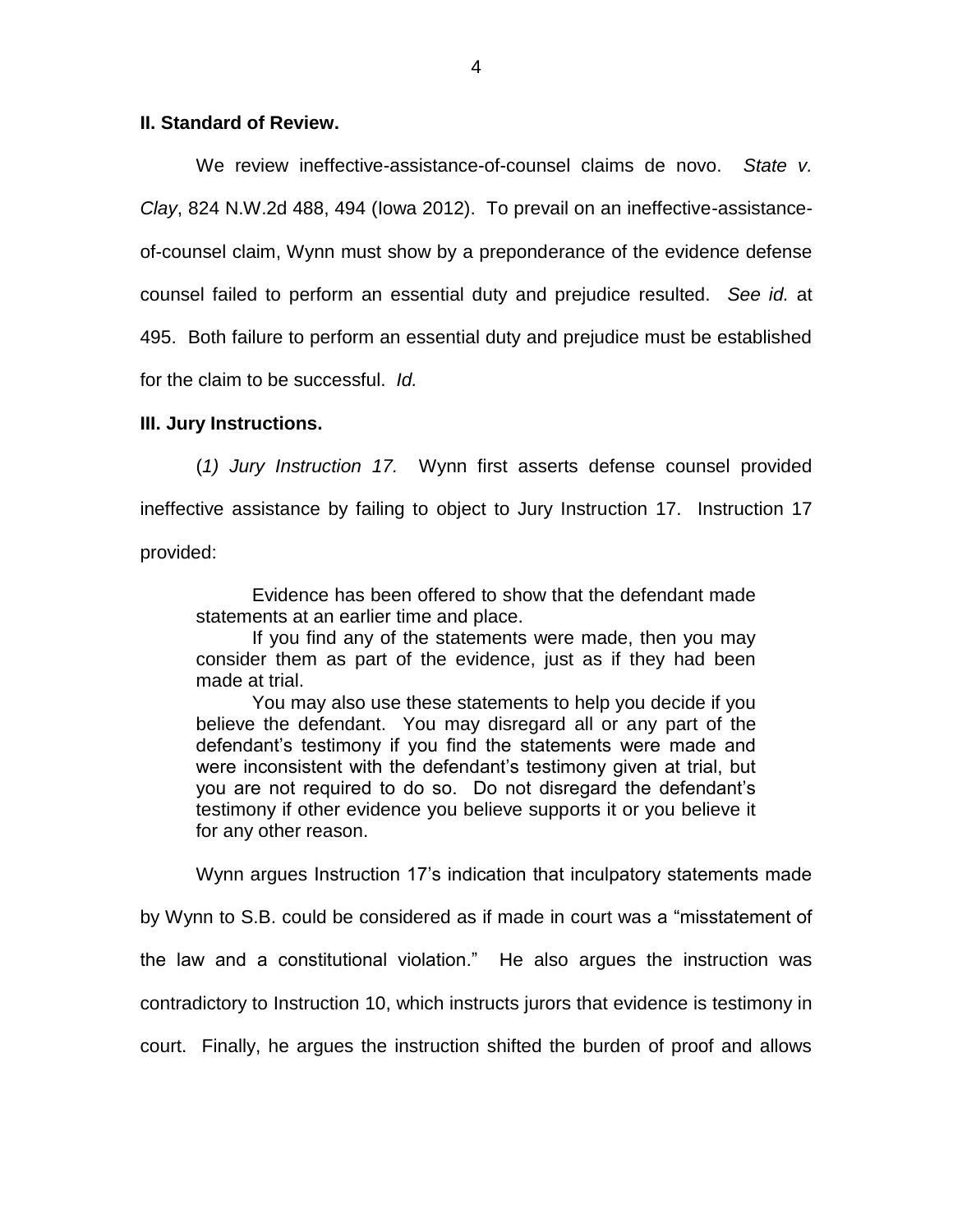**II. Standard of Review.**

We review ineffective-assistance-of-counsel claims de novo. *State v. Clay*, 824 N.W.2d 488, 494 (Iowa 2012). To prevail on an ineffective-assistance-of-counsel claim, Wynn must show by a preponderance of the evidence defense counsel failed to perform an essential duty and prejudice resulted. *See id.* at 495. Both failure to perform an essential duty and prejudice must be established for the claim to be successful. *Id.*

**III. Jury Instructions.**

(*1) Jury Instruction 17.* Wynn first asserts defense counsel provided ineffective assistance by failing to object to Jury Instruction 17. Instruction 17 provided:

> Evidence has been offered to show that the defendant made statements at an earlier time and place.
>
> If you find any of the statements were made, then you may consider them as part of the evidence, just as if they had been made at trial.
>
> You may also use these statements to help you decide if you believe the defendant. You may disregard all or any part of the defendant's testimony if you find the statements were made and were inconsistent with the defendant's testimony given at trial, but you are not required to do so. Do not disregard the defendant's testimony if other evidence you believe supports it or you believe it for any other reason.

Wynn argues Instruction 17's indication that inculpatory statements made by Wynn to S.B. could be considered as if made in court was a "misstatement of the law and a constitutional violation." He also argues the instruction was contradictory to Instruction 10, which instructs jurors that evidence is testimony in court. Finally, he argues the instruction shifted the burden of proof and allows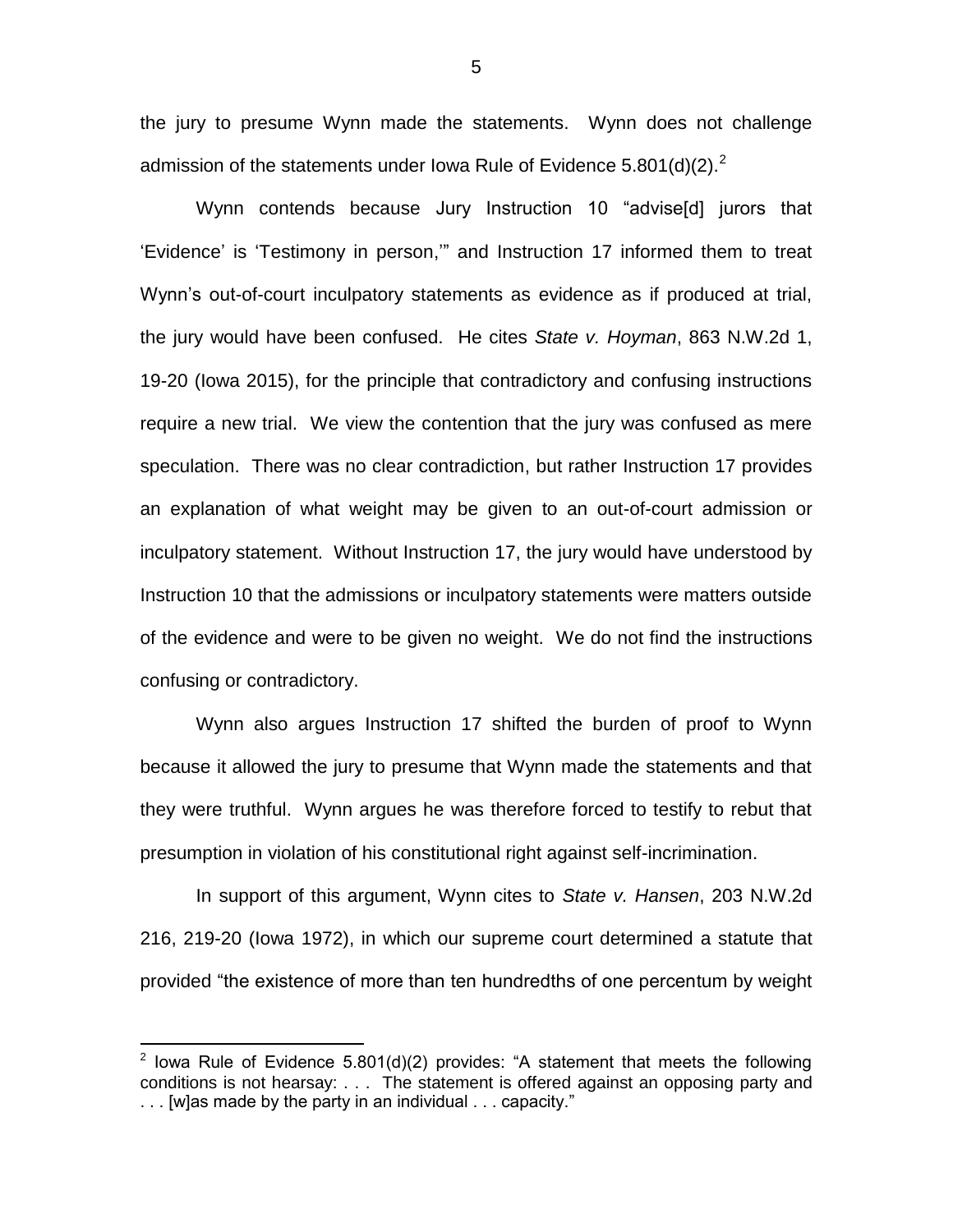the jury to presume Wynn made the statements. Wynn does not challenge admission of the statements under Iowa Rule of Evidence 5.801(d)(2).[2]

Wynn contends because Jury Instruction 10 "advise[d] jurors that 'Evidence' is 'Testimony in person,'" and Instruction 17 informed them to treat Wynn's out-of-court inculpatory statements as evidence as if produced at trial, the jury would have been confused. He cites *State v. Hoyman*, 863 N.W.2d 1, 19-20 (Iowa 2015), for the principle that contradictory and confusing instructions require a new trial. We view the contention that the jury was confused as mere speculation. There was no clear contradiction, but rather Instruction 17 provides an explanation of what weight may be given to an out-of-court admission or inculpatory statement. Without Instruction 17, the jury would have understood by Instruction 10 that the admissions or inculpatory statements were matters outside of the evidence and were to be given no weight. We do not find the instructions confusing or contradictory.

Wynn also argues Instruction 17 shifted the burden of proof to Wynn because it allowed the jury to presume that Wynn made the statements and that they were truthful. Wynn argues he was therefore forced to testify to rebut that presumption in violation of his constitutional right against self-incrimination.

In support of this argument, Wynn cites to *State v. Hansen*, 203 N.W.2d 216, 219-20 (Iowa 1972), in which our supreme court determined a statute that provided "the existence of more than ten hundredths of one percentum by weight

---

[2] Iowa Rule of Evidence 5.801(d)(2) provides: "A statement that meets the following conditions is not hearsay: . . . The statement is offered against an opposing party and . . . [w]as made by the party in an individual . . . capacity."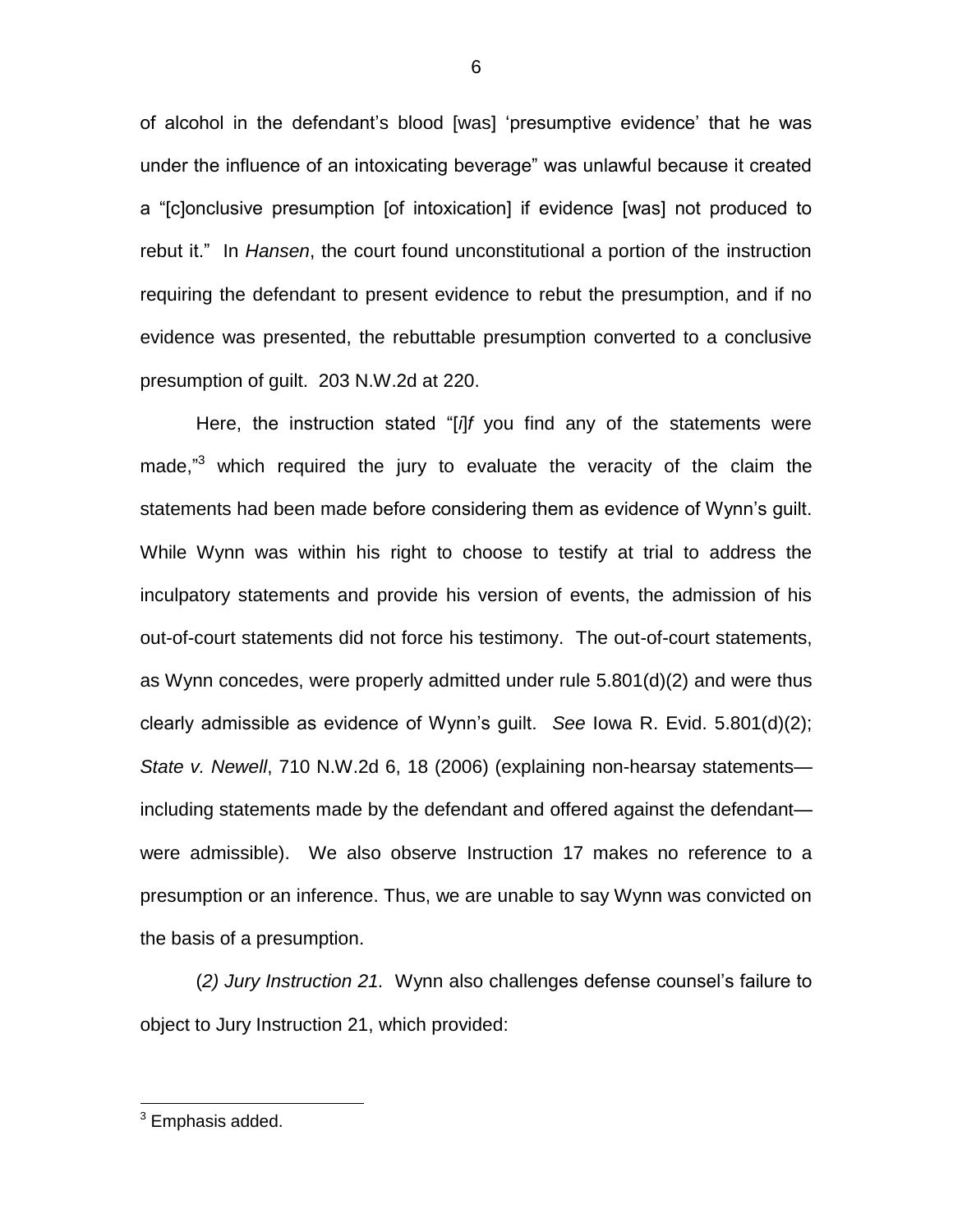of alcohol in the defendant's blood [was] 'presumptive evidence' that he was under the influence of an intoxicating beverage" was unlawful because it created a "[c]onclusive presumption [of intoxication] if evidence [was] not produced to rebut it." In *Hansen*, the court found unconstitutional a portion of the instruction requiring the defendant to present evidence to rebut the presumption, and if no evidence was presented, the rebuttable presumption converted to a conclusive presumption of guilt. 203 N.W.2d at 220.

Here, the instruction stated "[*i*]*f* you find any of the statements were made,"[3] which required the jury to evaluate the veracity of the claim the statements had been made before considering them as evidence of Wynn's guilt. While Wynn was within his right to choose to testify at trial to address the inculpatory statements and provide his version of events, the admission of his out-of-court statements did not force his testimony. The out-of-court statements, as Wynn concedes, were properly admitted under rule 5.801(d)(2) and were thus clearly admissible as evidence of Wynn's guilt. *See* Iowa R. Evid. 5.801(d)(2); *State v. Newell*, 710 N.W.2d 6, 18 (2006) (explaining non-hearsay statements—including statements made by the defendant and offered against the defendant—were admissible). We also observe Instruction 17 makes no reference to a presumption or an inference. Thus, we are unable to say Wynn was convicted on the basis of a presumption.

(*2) Jury Instruction 21.* Wynn also challenges defense counsel's failure to object to Jury Instruction 21, which provided:

---

[3] Emphasis added.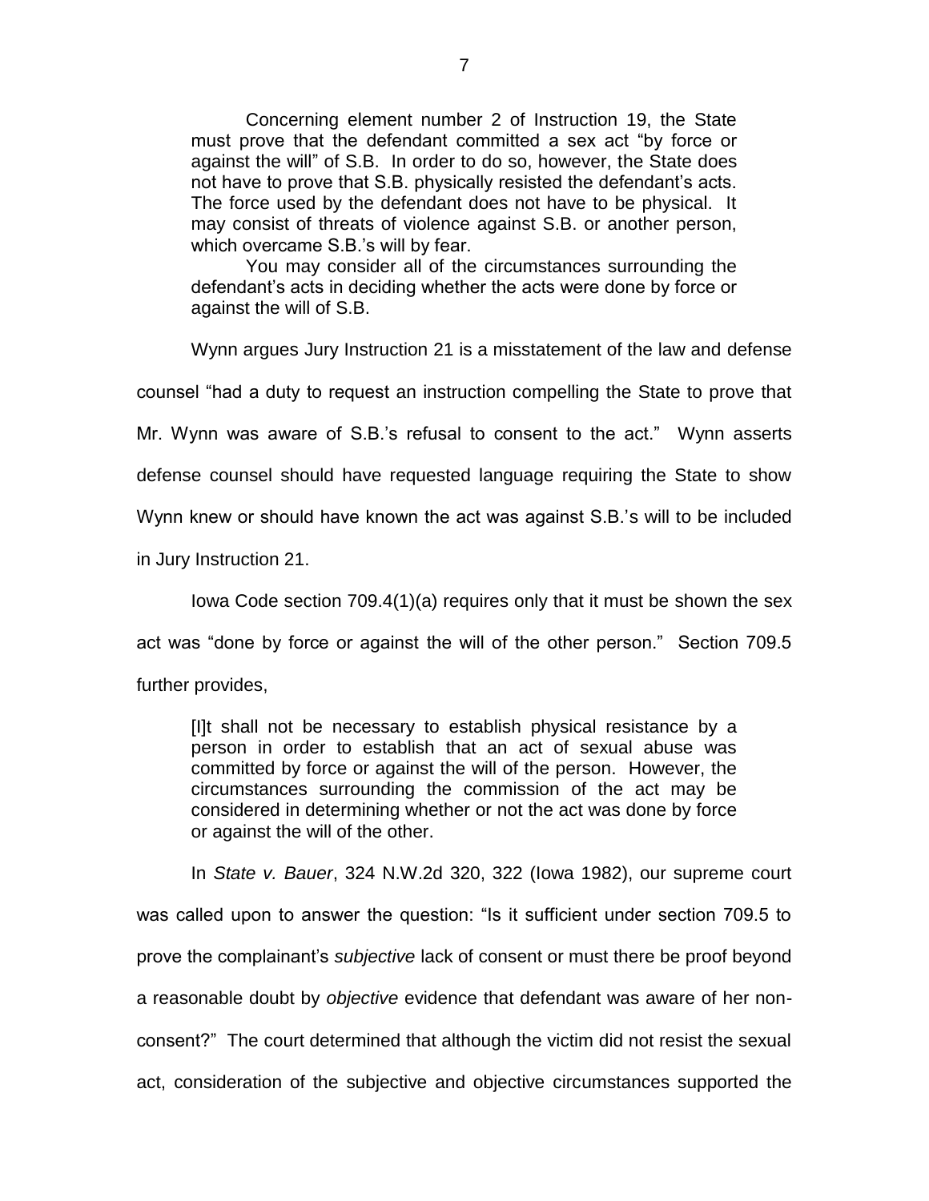> Concerning element number 2 of Instruction 19, the State must prove that the defendant committed a sex act "by force or against the will" of S.B. In order to do so, however, the State does not have to prove that S.B. physically resisted the defendant's acts. The force used by the defendant does not have to be physical. It may consist of threats of violence against S.B. or another person, which overcame S.B.'s will by fear.
>
> You may consider all of the circumstances surrounding the defendant's acts in deciding whether the acts were done by force or against the will of S.B.

Wynn argues Jury Instruction 21 is a misstatement of the law and defense counsel "had a duty to request an instruction compelling the State to prove that Mr. Wynn was aware of S.B.'s refusal to consent to the act." Wynn asserts defense counsel should have requested language requiring the State to show Wynn knew or should have known the act was against S.B.'s will to be included in Jury Instruction 21.

Iowa Code section 709.4(1)(a) requires only that it must be shown the sex act was "done by force or against the will of the other person." Section 709.5 further provides,

> [I]t shall not be necessary to establish physical resistance by a person in order to establish that an act of sexual abuse was committed by force or against the will of the person. However, the circumstances surrounding the commission of the act may be considered in determining whether or not the act was done by force or against the will of the other.

In *State v. Bauer*, 324 N.W.2d 320, 322 (Iowa 1982), our supreme court was called upon to answer the question: "Is it sufficient under section 709.5 to prove the complainant's *subjective* lack of consent or must there be proof beyond a reasonable doubt by *objective* evidence that defendant was aware of her non-consent?" The court determined that although the victim did not resist the sexual act, consideration of the subjective and objective circumstances supported the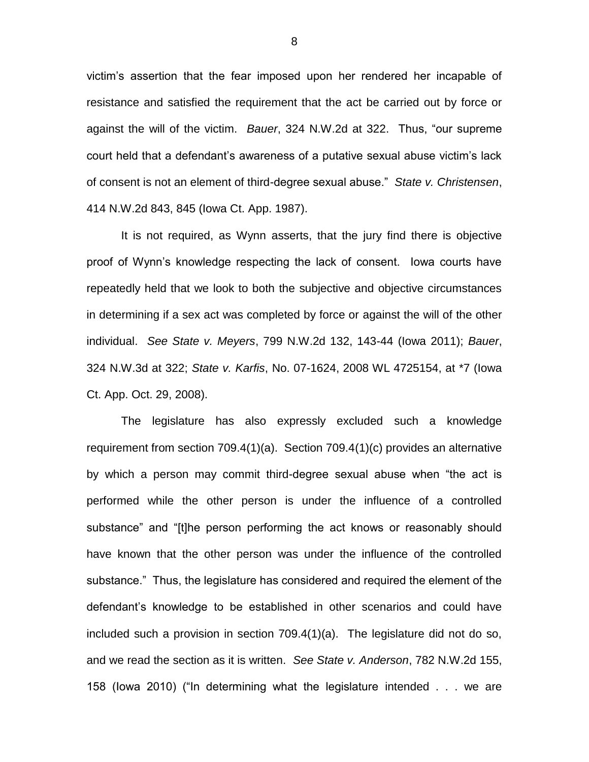victim's assertion that the fear imposed upon her rendered her incapable of resistance and satisfied the requirement that the act be carried out by force or against the will of the victim. *Bauer*, 324 N.W.2d at 322. Thus, "our supreme court held that a defendant's awareness of a putative sexual abuse victim's lack of consent is not an element of third-degree sexual abuse." *State v. Christensen*, 414 N.W.2d 843, 845 (Iowa Ct. App. 1987).

It is not required, as Wynn asserts, that the jury find there is objective proof of Wynn's knowledge respecting the lack of consent. Iowa courts have repeatedly held that we look to both the subjective and objective circumstances in determining if a sex act was completed by force or against the will of the other individual. *See State v. Meyers*, 799 N.W.2d 132, 143-44 (Iowa 2011); *Bauer*, 324 N.W.3d at 322; *State v. Karfis*, No. 07-1624, 2008 WL 4725154, at *7 (Iowa Ct. App. Oct. 29, 2008).

The legislature has also expressly excluded such a knowledge requirement from section 709.4(1)(a). Section 709.4(1)(c) provides an alternative by which a person may commit third-degree sexual abuse when "the act is performed while the other person is under the influence of a controlled substance" and "[t]he person performing the act knows or reasonably should have known that the other person was under the influence of the controlled substance." Thus, the legislature has considered and required the element of the defendant's knowledge to be established in other scenarios and could have included such a provision in section 709.4(1)(a). The legislature did not do so, and we read the section as it is written. *See State v. Anderson*, 782 N.W.2d 155, 158 (Iowa 2010) ("In determining what the legislature intended . . . we are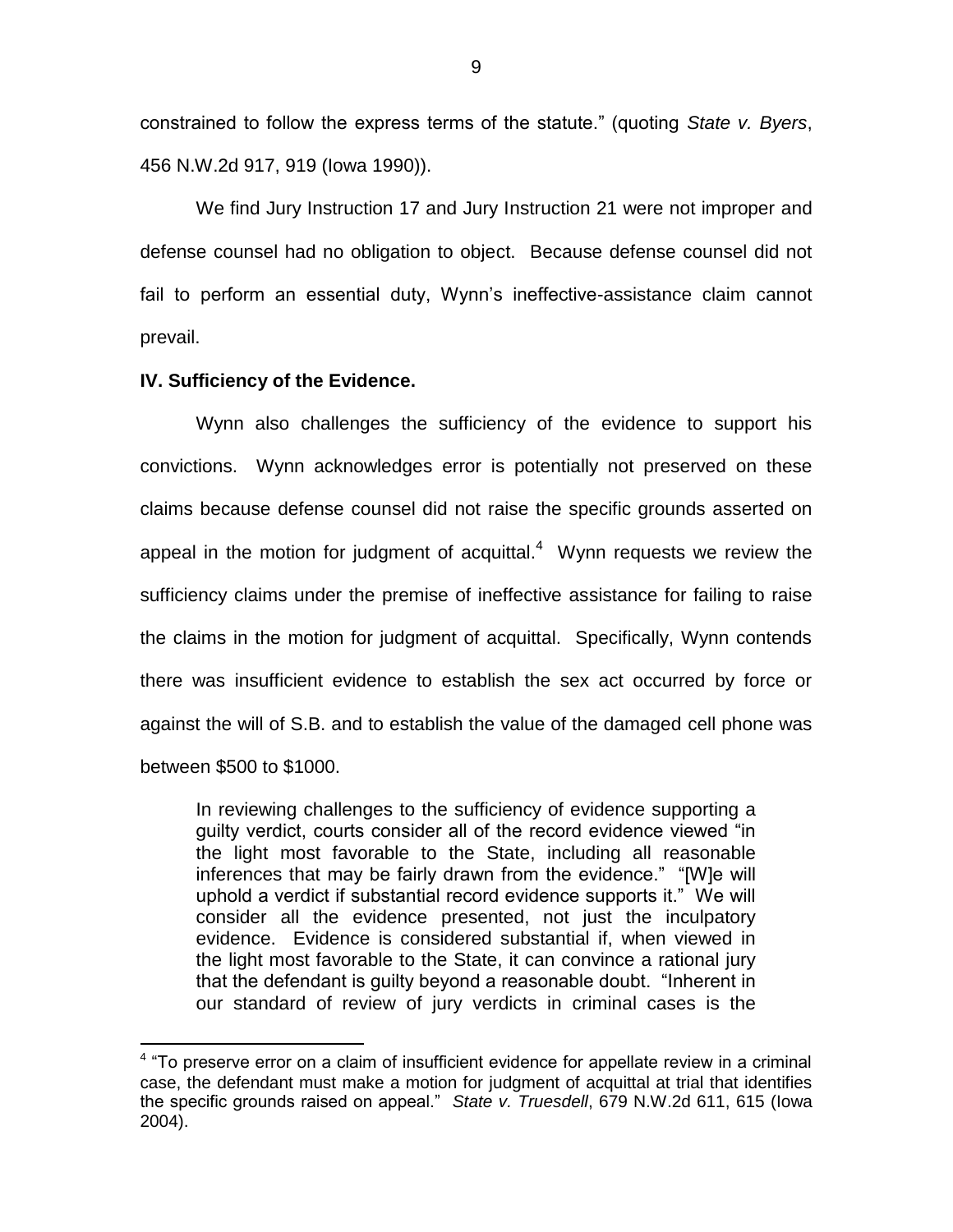constrained to follow the express terms of the statute." (quoting *State v. Byers*, 456 N.W.2d 917, 919 (Iowa 1990)).

We find Jury Instruction 17 and Jury Instruction 21 were not improper and defense counsel had no obligation to object. Because defense counsel did not fail to perform an essential duty, Wynn's ineffective-assistance claim cannot prevail.

**IV. Sufficiency of the Evidence.**

Wynn also challenges the sufficiency of the evidence to support his convictions. Wynn acknowledges error is potentially not preserved on these claims because defense counsel did not raise the specific grounds asserted on appeal in the motion for judgment of acquittal.[4] Wynn requests we review the sufficiency claims under the premise of ineffective assistance for failing to raise the claims in the motion for judgment of acquittal. Specifically, Wynn contends there was insufficient evidence to establish the sex act occurred by force or against the will of S.B. and to establish the value of the damaged cell phone was between $500 to $1000.

> In reviewing challenges to the sufficiency of evidence supporting a guilty verdict, courts consider all of the record evidence viewed "in the light most favorable to the State, including all reasonable inferences that may be fairly drawn from the evidence." "[W]e will uphold a verdict if substantial record evidence supports it." We will consider all the evidence presented, not just the inculpatory evidence. Evidence is considered substantial if, when viewed in the light most favorable to the State, it can convince a rational jury that the defendant is guilty beyond a reasonable doubt. "Inherent in our standard of review of jury verdicts in criminal cases is the

[4] "To preserve error on a claim of insufficient evidence for appellate review in a criminal case, the defendant must make a motion for judgment of acquittal at trial that identifies the specific grounds raised on appeal." *State v. Truesdell*, 679 N.W.2d 611, 615 (Iowa 2004).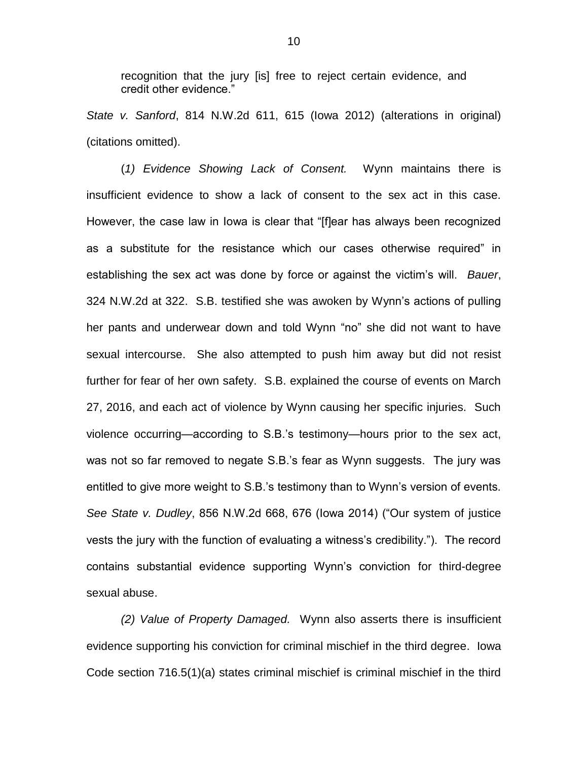recognition that the jury [is] free to reject certain evidence, and credit other evidence."

*State v. Sanford*, 814 N.W.2d 611, 615 (Iowa 2012) (alterations in original) (citations omitted).

(*1) Evidence Showing Lack of Consent.* Wynn maintains there is insufficient evidence to show a lack of consent to the sex act in this case. However, the case law in Iowa is clear that "[f]ear has always been recognized as a substitute for the resistance which our cases otherwise required" in establishing the sex act was done by force or against the victim's will. *Bauer*, 324 N.W.2d at 322. S.B. testified she was awoken by Wynn's actions of pulling her pants and underwear down and told Wynn "no" she did not want to have sexual intercourse. She also attempted to push him away but did not resist further for fear of her own safety. S.B. explained the course of events on March 27, 2016, and each act of violence by Wynn causing her specific injuries. Such violence occurring—according to S.B.'s testimony—hours prior to the sex act, was not so far removed to negate S.B.'s fear as Wynn suggests. The jury was entitled to give more weight to S.B.'s testimony than to Wynn's version of events. *See State v. Dudley*, 856 N.W.2d 668, 676 (Iowa 2014) ("Our system of justice vests the jury with the function of evaluating a witness's credibility."). The record contains substantial evidence supporting Wynn's conviction for third-degree sexual abuse.

*(2) Value of Property Damaged.* Wynn also asserts there is insufficient evidence supporting his conviction for criminal mischief in the third degree. Iowa Code section 716.5(1)(a) states criminal mischief is criminal mischief in the third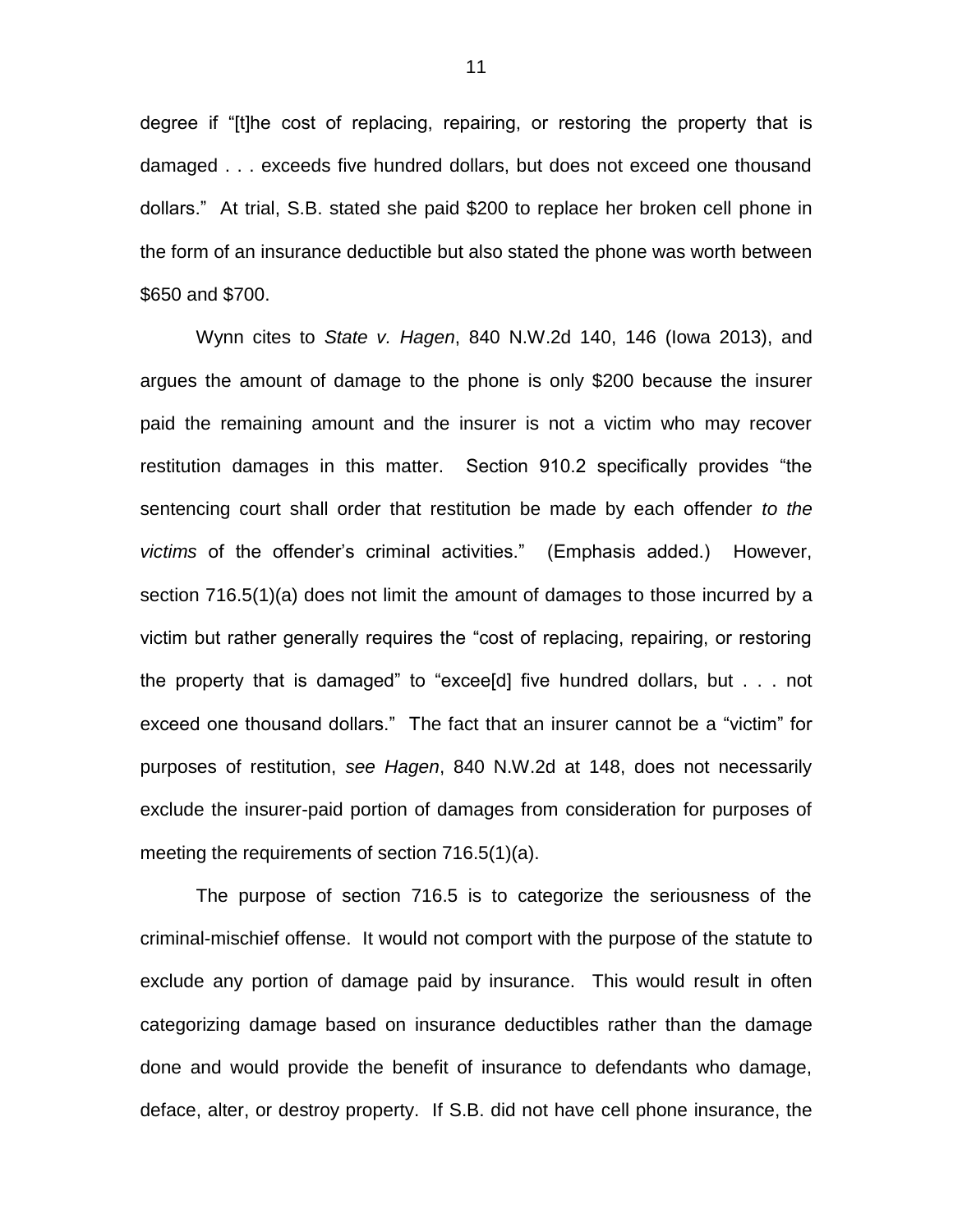degree if "[t]he cost of replacing, repairing, or restoring the property that is damaged . . . exceeds five hundred dollars, but does not exceed one thousand dollars." At trial, S.B. stated she paid $200 to replace her broken cell phone in the form of an insurance deductible but also stated the phone was worth between $650 and $700.

Wynn cites to *State v. Hagen*, 840 N.W.2d 140, 146 (Iowa 2013), and argues the amount of damage to the phone is only $200 because the insurer paid the remaining amount and the insurer is not a victim who may recover restitution damages in this matter. Section 910.2 specifically provides "the sentencing court shall order that restitution be made by each offender *to the victims* of the offender's criminal activities." (Emphasis added.) However, section 716.5(1)(a) does not limit the amount of damages to those incurred by a victim but rather generally requires the "cost of replacing, repairing, or restoring the property that is damaged" to "excee[d] five hundred dollars, but . . . not exceed one thousand dollars." The fact that an insurer cannot be a "victim" for purposes of restitution, *see Hagen*, 840 N.W.2d at 148, does not necessarily exclude the insurer-paid portion of damages from consideration for purposes of meeting the requirements of section 716.5(1)(a).

The purpose of section 716.5 is to categorize the seriousness of the criminal-mischief offense. It would not comport with the purpose of the statute to exclude any portion of damage paid by insurance. This would result in often categorizing damage based on insurance deductibles rather than the damage done and would provide the benefit of insurance to defendants who damage, deface, alter, or destroy property. If S.B. did not have cell phone insurance, the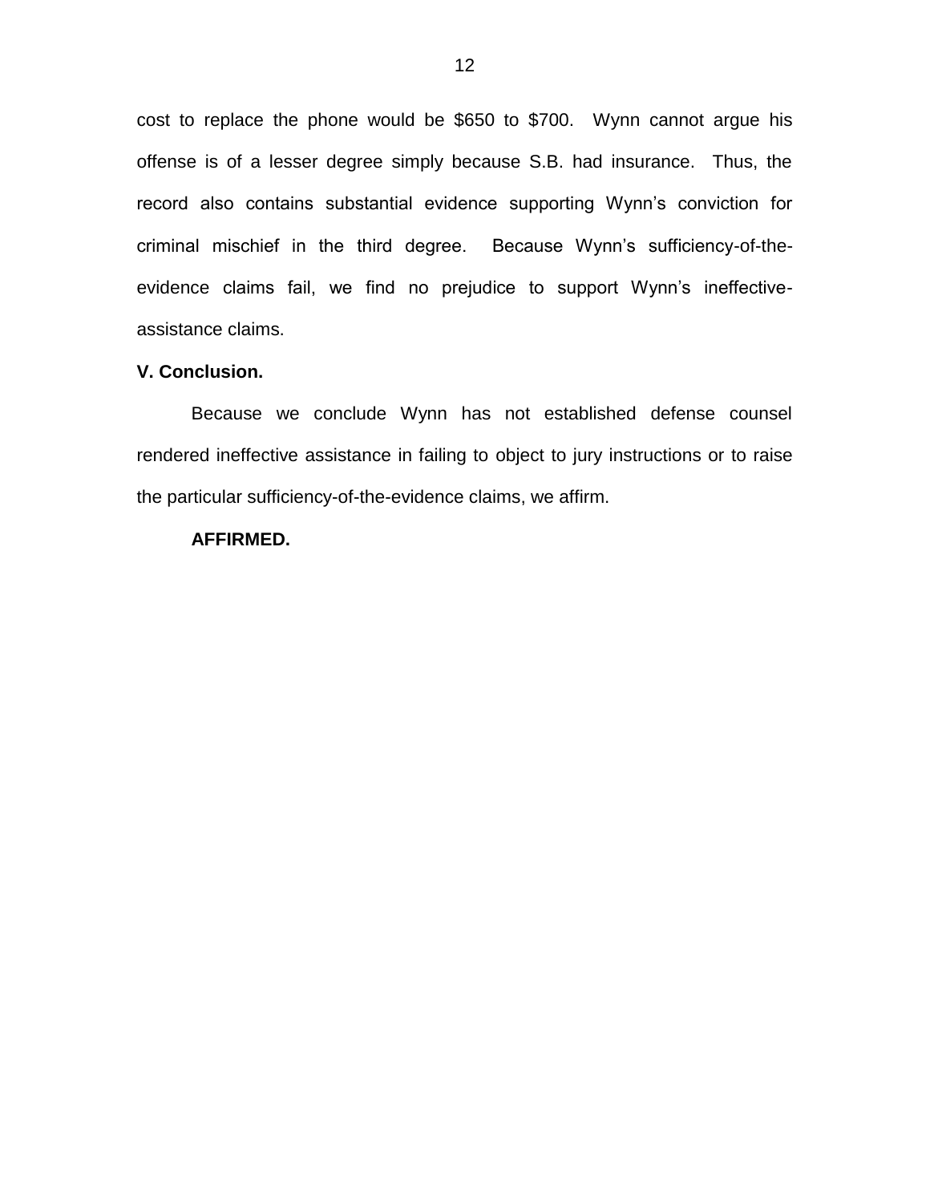cost to replace the phone would be $650 to $700. Wynn cannot argue his offense is of a lesser degree simply because S.B. had insurance. Thus, the record also contains substantial evidence supporting Wynn's conviction for criminal mischief in the third degree. Because Wynn's sufficiency-of-the-evidence claims fail, we find no prejudice to support Wynn's ineffective-assistance claims.

**V. Conclusion.**

Because we conclude Wynn has not established defense counsel rendered ineffective assistance in failing to object to jury instructions or to raise the particular sufficiency-of-the-evidence claims, we affirm.

**AFFIRMED.**